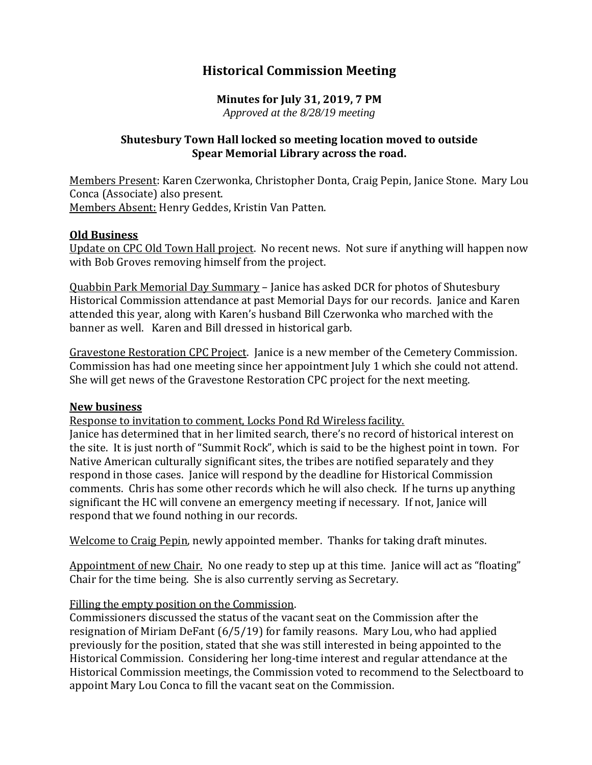# Historical Commission Meeting

**Minutes for July 31, 2019, 7 PM**
*Approved at the 8/28/19 meeting*

**Shutesbury Town Hall locked so meeting location moved to outside Spear Memorial Library across the road.**

Members Present: Karen Czerwonka, Christopher Donta, Craig Pepin, Janice Stone. Mary Lou Conca (Associate) also present.
Members Absent: Henry Geddes, Kristin Van Patten.

## Old Business

Update on CPC Old Town Hall project. No recent news. Not sure if anything will happen now with Bob Groves removing himself from the project.

Quabbin Park Memorial Day Summary – Janice has asked DCR for photos of Shutesbury Historical Commission attendance at past Memorial Days for our records. Janice and Karen attended this year, along with Karen's husband Bill Czerwonka who marched with the banner as well. Karen and Bill dressed in historical garb.

Gravestone Restoration CPC Project. Janice is a new member of the Cemetery Commission. Commission has had one meeting since her appointment July 1 which she could not attend. She will get news of the Gravestone Restoration CPC project for the next meeting.

## New business

Response to invitation to comment, Locks Pond Rd Wireless facility.
Janice has determined that in her limited search, there's no record of historical interest on the site. It is just north of "Summit Rock", which is said to be the highest point in town. For Native American culturally significant sites, the tribes are notified separately and they respond in those cases. Janice will respond by the deadline for Historical Commission comments. Chris has some other records which he will also check. If he turns up anything significant the HC will convene an emergency meeting if necessary. If not, Janice will respond that we found nothing in our records.

Welcome to Craig Pepin, newly appointed member. Thanks for taking draft minutes.

Appointment of new Chair. No one ready to step up at this time. Janice will act as "floating" Chair for the time being. She is also currently serving as Secretary.

Filling the empty position on the Commission.
Commissioners discussed the status of the vacant seat on the Commission after the resignation of Miriam DeFant (6/5/19) for family reasons. Mary Lou, who had applied previously for the position, stated that she was still interested in being appointed to the Historical Commission. Considering her long-time interest and regular attendance at the Historical Commission meetings, the Commission voted to recommend to the Selectboard to appoint Mary Lou Conca to fill the vacant seat on the Commission.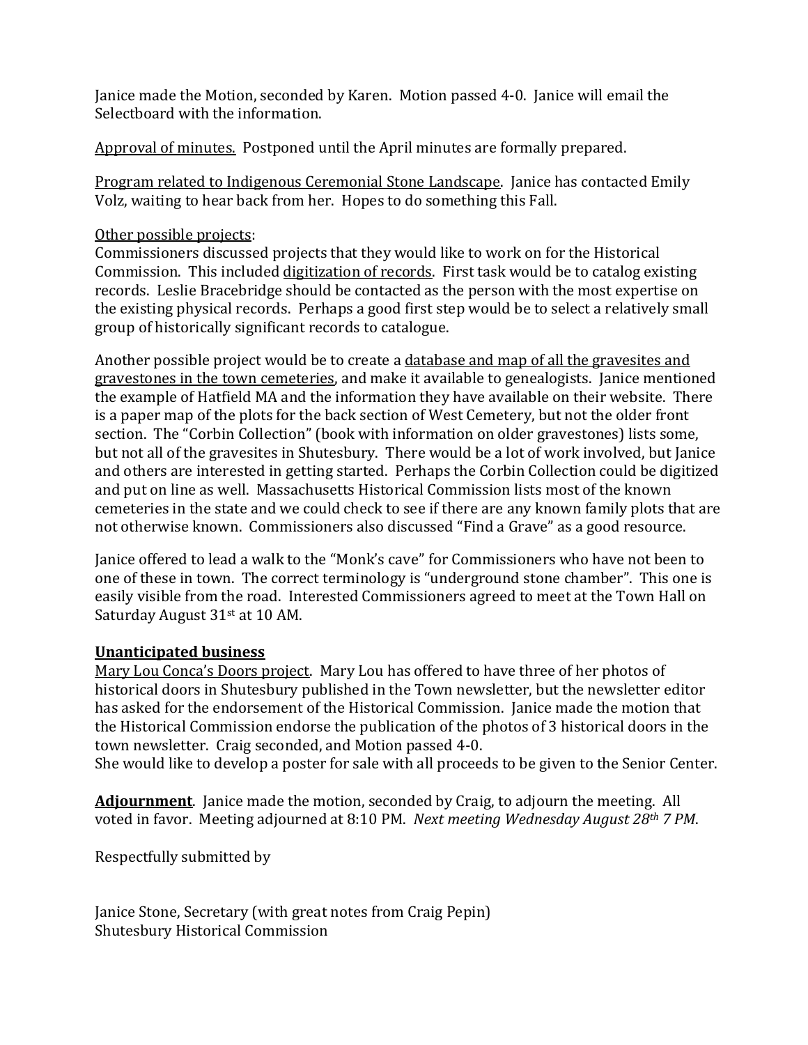Janice made the Motion, seconded by Karen. Motion passed 4-0. Janice will email the Selectboard with the information.

<u>Approval of minutes.</u> Postponed until the April minutes are formally prepared.

<u>Program related to Indigenous Ceremonial Stone Landscape</u>. Janice has contacted Emily Volz, waiting to hear back from her. Hopes to do something this Fall.

<u>Other possible projects</u>:
Commissioners discussed projects that they would like to work on for the Historical Commission. This included <u>digitization of records</u>. First task would be to catalog existing records. Leslie Bracebridge should be contacted as the person with the most expertise on the existing physical records. Perhaps a good first step would be to select a relatively small group of historically significant records to catalogue.

Another possible project would be to create a <u>database and map of all the gravesites and gravestones in the town cemeteries</u>, and make it available to genealogists. Janice mentioned the example of Hatfield MA and the information they have available on their website. There is a paper map of the plots for the back section of West Cemetery, but not the older front section. The "Corbin Collection" (book with information on older gravestones) lists some, but not all of the gravesites in Shutesbury. There would be a lot of work involved, but Janice and others are interested in getting started. Perhaps the Corbin Collection could be digitized and put on line as well. Massachusetts Historical Commission lists most of the known cemeteries in the state and we could check to see if there are any known family plots that are not otherwise known. Commissioners also discussed "Find a Grave" as a good resource.

Janice offered to lead a walk to the "Monk's cave" for Commissioners who have not been to one of these in town. The correct terminology is "underground stone chamber". This one is easily visible from the road. Interested Commissioners agreed to meet at the Town Hall on Saturday August 31st at 10 AM.

**<u>Unanticipated business</u>**
<u>Mary Lou Conca's Doors project</u>. Mary Lou has offered to have three of her photos of historical doors in Shutesbury published in the Town newsletter, but the newsletter editor has asked for the endorsement of the Historical Commission. Janice made the motion that the Historical Commission endorse the publication of the photos of 3 historical doors in the town newsletter. Craig seconded, and Motion passed 4-0.
She would like to develop a poster for sale with all proceeds to be given to the Senior Center.

**<u>Adjournment</u>**. Janice made the motion, seconded by Craig, to adjourn the meeting. All voted in favor. Meeting adjourned at 8:10 PM. *Next meeting Wednesday August 28th 7 PM*.

Respectfully submitted by

Janice Stone, Secretary (with great notes from Craig Pepin)
Shutesbury Historical Commission